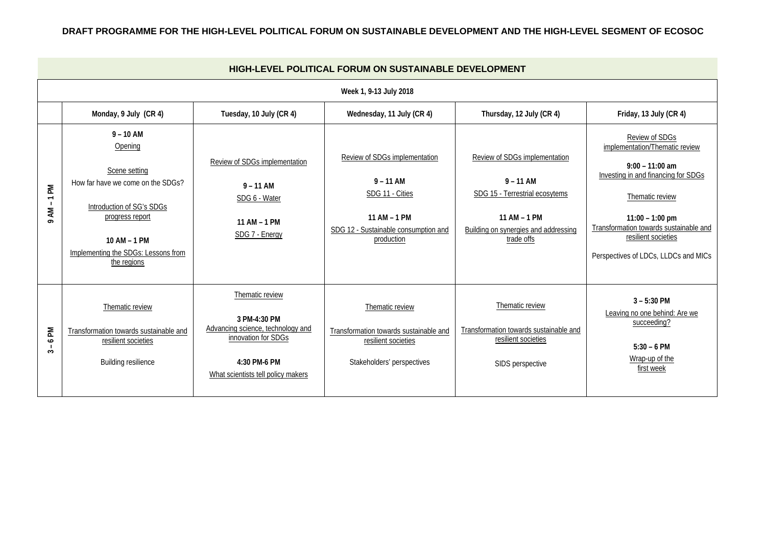**DRAFT PROGRAMME FOR THE HIGH-LEVEL POLITICAL FORUM ON SUSTAINABLE DEVELOPMENT AND THE HIGH-LEVEL SEGMENT OF ECOSOC**

| HIGH-LEVEL POLITICAL FORUM ON SUSTAINABLE DEVELOPMENT | | | | | |
|---|---|---|---|---|---|
| **Week 1, 9-13 July 2018** | | | | | |
| | **Monday, 9 July (CR 4)** | **Tuesday, 10 July (CR 4)** | **Wednesday, 11 July (CR 4)** | **Thursday, 12 July (CR 4)** | **Friday, 13 July (CR 4)** |
| **9 AM – 1 PM** | **9 – 10 AM**<br>Opening<br><br>Scene setting<br>How far have we come on the SDGs?<br><br>Introduction of SG's SDGs progress report<br><br>**10 AM – 1 PM**<br>Implementing the SDGs: Lessons from the regions | Review of SDGs implementation<br><br>**9 – 11 AM**<br>SDG 6 - Water<br><br>**11 AM – 1 PM**<br>SDG 7 - Energy | Review of SDGs implementation<br><br>**9 – 11 AM**<br>SDG 11 - Cities<br><br>**11 AM – 1 PM**<br>SDG 12 - Sustainable consumption and production | Review of SDGs implementation<br><br>**9 – 11 AM**<br>SDG 15 - Terrestrial ecosytems<br><br>**11 AM – 1 PM**<br>Building on synergies and addressing trade offs | Review of SDGs implementation/Thematic review<br><br>**9:00 – 11:00 am**<br>Investing in and financing for SDGs<br><br>Thematic review<br><br>**11:00 – 1:00 pm**<br>Transformation towards sustainable and resilient societies<br><br>Perspectives of LDCs, LLDCs and MICs |
| **3 – 6 PM** | Thematic review<br><br>Transformation towards sustainable and resilient societies<br><br>Building resilience | Thematic review<br><br>**3 PM-4:30 PM**<br>Advancing science, technology and innovation for SDGs<br><br>**4:30 PM-6 PM**<br>What scientists tell policy makers | Thematic review<br><br>Transformation towards sustainable and resilient societies<br><br>Stakeholders' perspectives | Thematic review<br><br>Transformation towards sustainable and resilient societies<br><br>SIDS perspective | **3 – 5:30 PM**<br>Leaving no one behind: Are we succeeding?<br><br>**5:30 – 6 PM**<br>Wrap-up of the first week |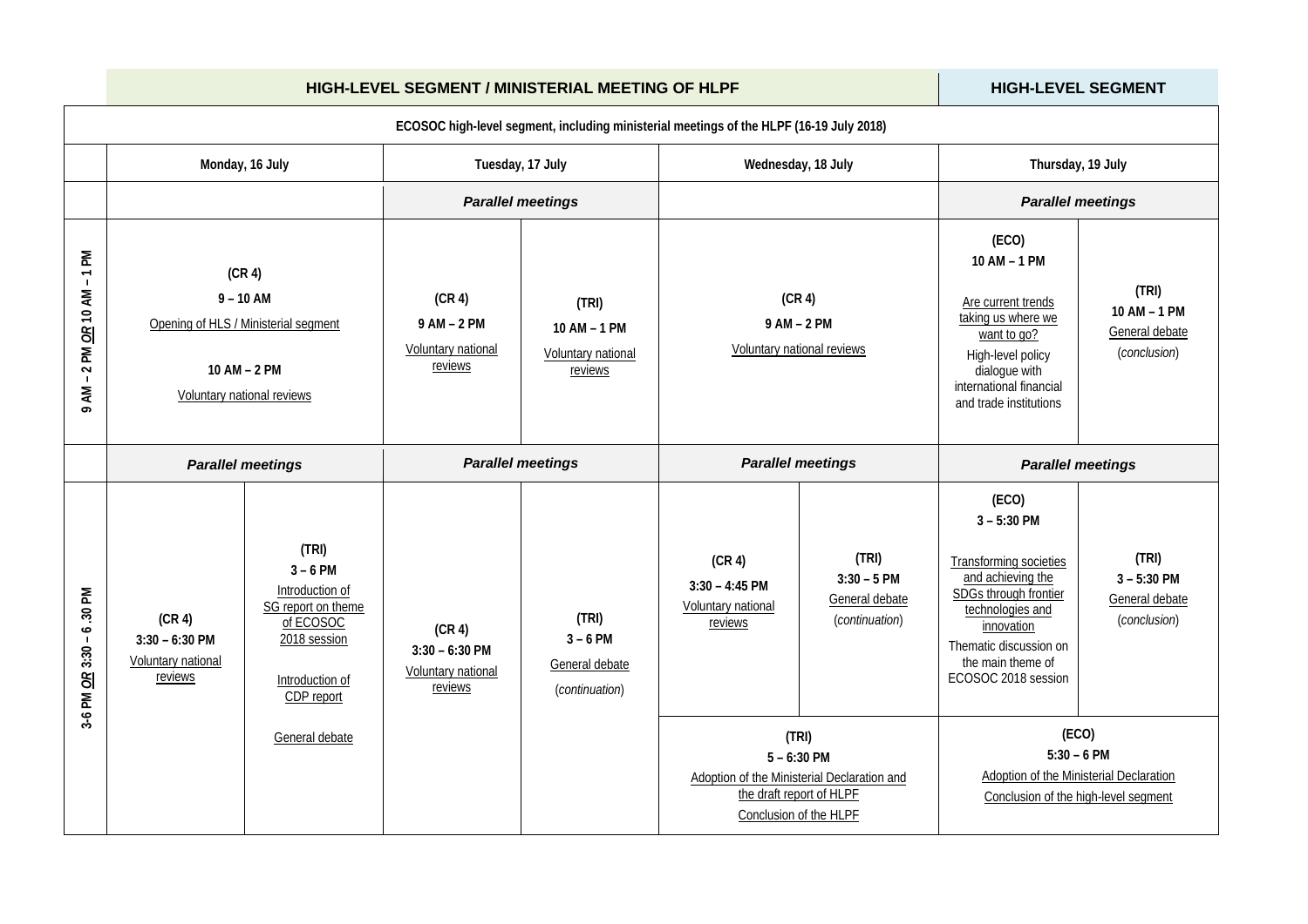| | HIGH-LEVEL SEGMENT / MINISTERIAL MEETING OF HLPF | | | | | | HIGH-LEVEL SEGMENT | |
|---|---|---|---|---|---|---|---|---|
| | ECOSOC high-level segment, including ministerial meetings of the HLPF (16-19 July 2018) | | | | | | | |
| | Monday, 16 July | | Tuesday, 17 July | | Wednesday, 18 July | | Thursday, 19 July | |
| | | | *Parallel meetings* | | | | *Parallel meetings* | |
| 9 AM – 2 PM *OR* 10 AM – 1 PM | (CR 4) 9 – 10 AM Opening of HLS / Ministerial segment 10 AM – 2 PM Voluntary national reviews | | (CR 4) 9 AM – 2 PM Voluntary national reviews | (TRI) 10 AM – 1 PM Voluntary national reviews | (CR 4) 9 AM – 2 PM Voluntary national reviews | | (ECO) 10 AM – 1 PM Are current trends taking us where we want to go? High-level policy dialogue with international financial and trade institutions | (TRI) 10 AM – 1 PM General debate (*conclusion*) |
| | *Parallel meetings* | | *Parallel meetings* | | *Parallel meetings* | | *Parallel meetings* | |
| 3-6 PM *OR* 3:30 – 6 .30 PM | (CR 4) 3:30 – 6:30 PM Voluntary national reviews | (TRI) 3 – 6 PM Introduction of SG report on theme of ECOSOC 2018 session Introduction of CDP report General debate | (CR 4) 3:30 – 6:30 PM Voluntary national reviews | (TRI) 3 – 6 PM General debate (*continuation*) | (CR 4) 3:30 – 4:45 PM Voluntary national reviews | (TRI) 3:30 – 5 PM General debate (*continuation*) | (ECO) 3 – 5:30 PM Transforming societies and achieving the SDGs through frontier technologies and innovation Thematic discussion on the main theme of ECOSOC 2018 session | (TRI) 3 – 5:30 PM General debate (*conclusion*) |
| | | | | | (TRI) 5 – 6:30 PM Adoption of the Ministerial Declaration and the draft report of HLPF Conclusion of the HLPF | | (ECO) 5:30 – 6 PM Adoption of the Ministerial Declaration Conclusion of the high-level segment | |